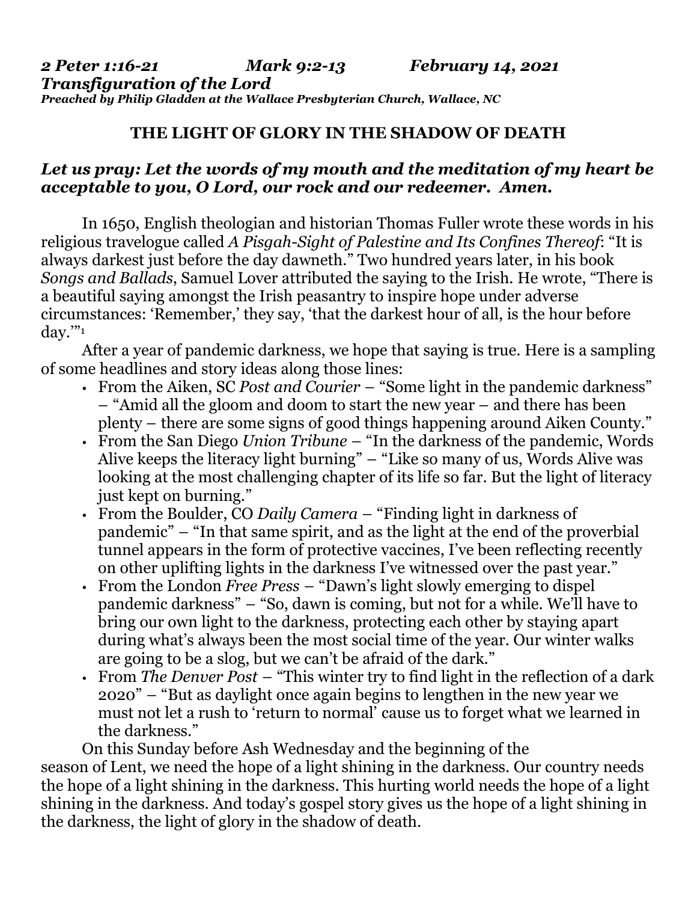***2 Peter 1:16-21 Mark 9:2-13 February 14, 2021***
***Transfiguration of the Lord***
***Preached by Philip Gladden at the Wallace Presbyterian Church, Wallace, NC***

## THE LIGHT OF GLORY IN THE SHADOW OF DEATH

***Let us pray: Let the words of my mouth and the meditation of my heart be acceptable to you, O Lord, our rock and our redeemer. Amen.***

In 1650, English theologian and historian Thomas Fuller wrote these words in his religious travelogue called *A Pisgah-Sight of Palestine and Its Confines Thereof*: "It is always darkest just before the day dawneth." Two hundred years later, in his book *Songs and Ballads*, Samuel Lover attributed the saying to the Irish. He wrote, "There is a beautiful saying amongst the Irish peasantry to inspire hope under adverse circumstances: 'Remember,' they say, 'that the darkest hour of all, is the hour before day.'"[1]

After a year of pandemic darkness, we hope that saying is true. Here is a sampling of some headlines and story ideas along those lines:

- From the Aiken, SC *Post and Courier* – "Some light in the pandemic darkness" – "Amid all the gloom and doom to start the new year – and there has been plenty – there are some signs of good things happening around Aiken County."
- From the San Diego *Union Tribune* – "In the darkness of the pandemic, Words Alive keeps the literacy light burning" – "Like so many of us, Words Alive was looking at the most challenging chapter of its life so far. But the light of literacy just kept on burning."
- From the Boulder, CO *Daily Camera* – "Finding light in darkness of pandemic" – "In that same spirit, and as the light at the end of the proverbial tunnel appears in the form of protective vaccines, I've been reflecting recently on other uplifting lights in the darkness I've witnessed over the past year."
- From the London *Free Press* – "Dawn's light slowly emerging to dispel pandemic darkness" – "So, dawn is coming, but not for a while. We'll have to bring our own light to the darkness, protecting each other by staying apart during what's always been the most social time of the year. Our winter walks are going to be a slog, but we can't be afraid of the dark."
- From *The Denver Post* – "This winter try to find light in the reflection of a dark 2020" – "But as daylight once again begins to lengthen in the new year we must not let a rush to 'return to normal' cause us to forget what we learned in the darkness."

On this Sunday before Ash Wednesday and the beginning of the season of Lent, we need the hope of a light shining in the darkness. Our country needs the hope of a light shining in the darkness. This hurting world needs the hope of a light shining in the darkness. And today's gospel story gives us the hope of a light shining in the darkness, the light of glory in the shadow of death.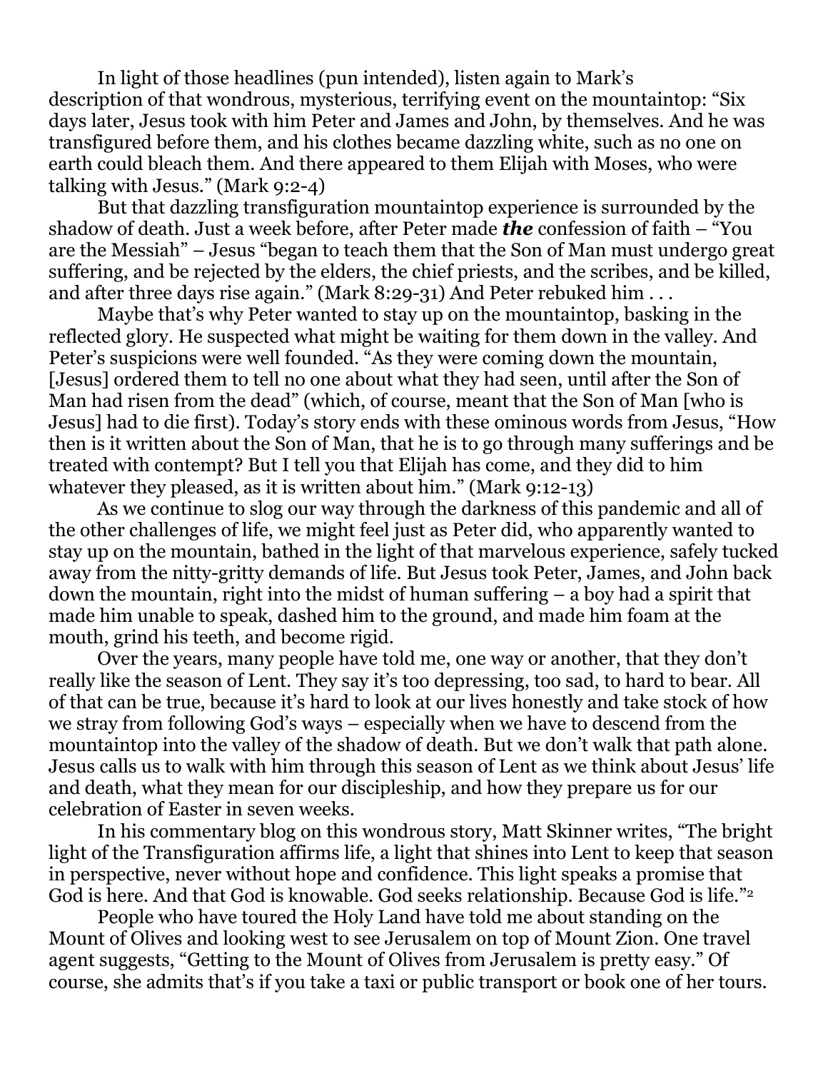In light of those headlines (pun intended), listen again to Mark's description of that wondrous, mysterious, terrifying event on the mountaintop: "Six days later, Jesus took with him Peter and James and John, by themselves. And he was transfigured before them, and his clothes became dazzling white, such as no one on earth could bleach them. And there appeared to them Elijah with Moses, who were talking with Jesus." (Mark 9:2-4)

But that dazzling transfiguration mountaintop experience is surrounded by the shadow of death. Just a week before, after Peter made ***the*** confession of faith – "You are the Messiah" – Jesus "began to teach them that the Son of Man must undergo great suffering, and be rejected by the elders, the chief priests, and the scribes, and be killed, and after three days rise again." (Mark 8:29-31) And Peter rebuked him . . .

Maybe that's why Peter wanted to stay up on the mountaintop, basking in the reflected glory. He suspected what might be waiting for them down in the valley. And Peter's suspicions were well founded. "As they were coming down the mountain, [Jesus] ordered them to tell no one about what they had seen, until after the Son of Man had risen from the dead" (which, of course, meant that the Son of Man [who is Jesus] had to die first). Today's story ends with these ominous words from Jesus, "How then is it written about the Son of Man, that he is to go through many sufferings and be treated with contempt? But I tell you that Elijah has come, and they did to him whatever they pleased, as it is written about him." (Mark 9:12-13)

As we continue to slog our way through the darkness of this pandemic and all of the other challenges of life, we might feel just as Peter did, who apparently wanted to stay up on the mountain, bathed in the light of that marvelous experience, safely tucked away from the nitty-gritty demands of life. But Jesus took Peter, James, and John back down the mountain, right into the midst of human suffering – a boy had a spirit that made him unable to speak, dashed him to the ground, and made him foam at the mouth, grind his teeth, and become rigid.

Over the years, many people have told me, one way or another, that they don't really like the season of Lent. They say it's too depressing, too sad, to hard to bear. All of that can be true, because it's hard to look at our lives honestly and take stock of how we stray from following God's ways – especially when we have to descend from the mountaintop into the valley of the shadow of death. But we don't walk that path alone. Jesus calls us to walk with him through this season of Lent as we think about Jesus' life and death, what they mean for our discipleship, and how they prepare us for our celebration of Easter in seven weeks.

In his commentary blog on this wondrous story, Matt Skinner writes, "The bright light of the Transfiguration affirms life, a light that shines into Lent to keep that season in perspective, never without hope and confidence. This light speaks a promise that God is here. And that God is knowable. God seeks relationship. Because God is life."[2]

People who have toured the Holy Land have told me about standing on the Mount of Olives and looking west to see Jerusalem on top of Mount Zion. One travel agent suggests, "Getting to the Mount of Olives from Jerusalem is pretty easy." Of course, she admits that's if you take a taxi or public transport or book one of her tours.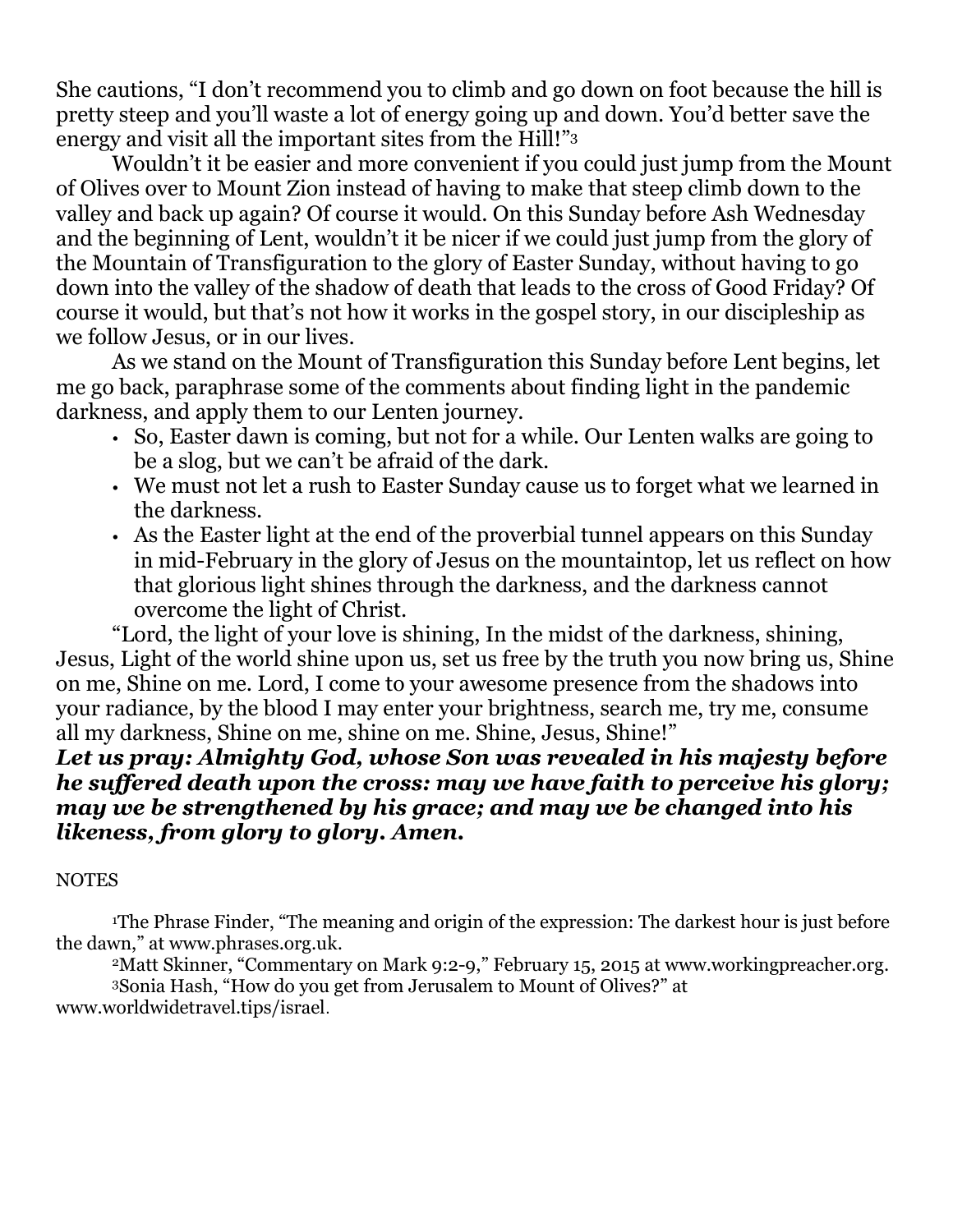She cautions, "I don't recommend you to climb and go down on foot because the hill is pretty steep and you'll waste a lot of energy going up and down. You'd better save the energy and visit all the important sites from the Hill!"[3]

Wouldn't it be easier and more convenient if you could just jump from the Mount of Olives over to Mount Zion instead of having to make that steep climb down to the valley and back up again? Of course it would. On this Sunday before Ash Wednesday and the beginning of Lent, wouldn't it be nicer if we could just jump from the glory of the Mountain of Transfiguration to the glory of Easter Sunday, without having to go down into the valley of the shadow of death that leads to the cross of Good Friday? Of course it would, but that's not how it works in the gospel story, in our discipleship as we follow Jesus, or in our lives.

As we stand on the Mount of Transfiguration this Sunday before Lent begins, let me go back, paraphrase some of the comments about finding light in the pandemic darkness, and apply them to our Lenten journey.

- So, Easter dawn is coming, but not for a while. Our Lenten walks are going to be a slog, but we can't be afraid of the dark.
- We must not let a rush to Easter Sunday cause us to forget what we learned in the darkness.
- As the Easter light at the end of the proverbial tunnel appears on this Sunday in mid-February in the glory of Jesus on the mountaintop, let us reflect on how that glorious light shines through the darkness, and the darkness cannot overcome the light of Christ.

"Lord, the light of your love is shining, In the midst of the darkness, shining, Jesus, Light of the world shine upon us, set us free by the truth you now bring us, Shine on me, Shine on me. Lord, I come to your awesome presence from the shadows into your radiance, by the blood I may enter your brightness, search me, try me, consume all my darkness, Shine on me, shine on me. Shine, Jesus, Shine!"

***Let us pray: Almighty God, whose Son was revealed in his majesty before he suffered death upon the cross: may we have faith to perceive his glory; may we be strengthened by his grace; and may we be changed into his likeness, from glory to glory. Amen.***

NOTES

[1]The Phrase Finder, "The meaning and origin of the expression: The darkest hour is just before the dawn," at www.phrases.org.uk.

[2]Matt Skinner, "Commentary on Mark 9:2-9," February 15, 2015 at www.workingpreacher.org.

[3]Sonia Hash, "How do you get from Jerusalem to Mount of Olives?" at www.worldwidetravel.tips/israel.